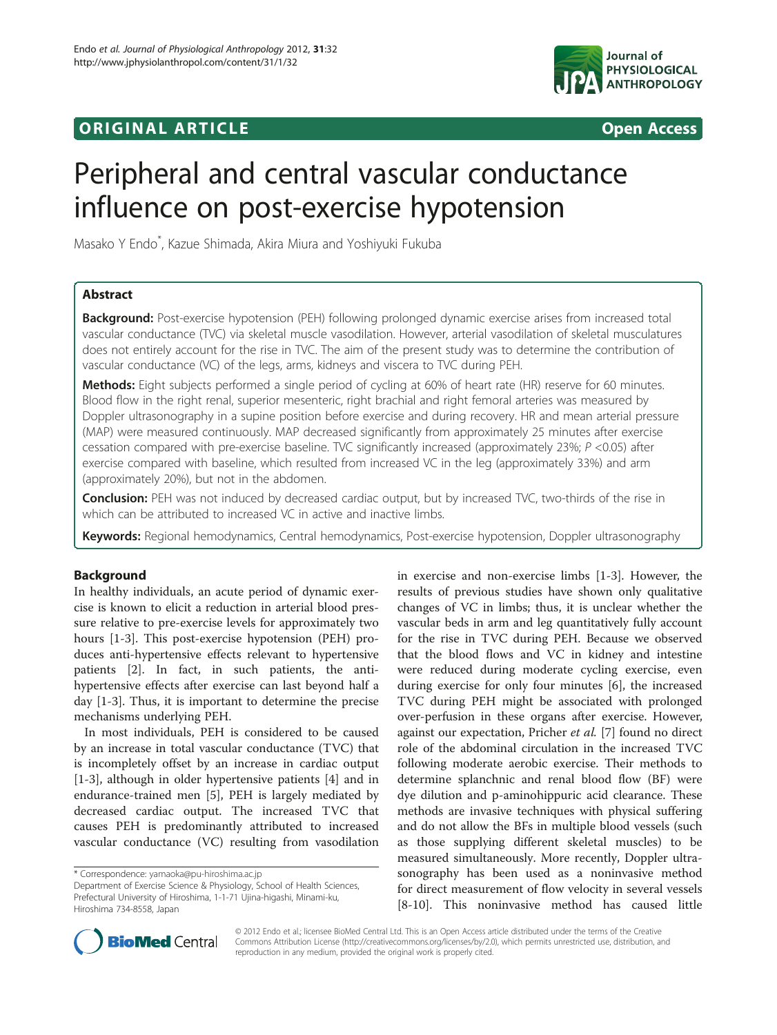ORIGINAL ARTICLE

Open Access

# Peripheral and central vascular conductance influence on post-exercise hypotension

Masako Y Endo*, Kazue Shimada, Akira Miura and Yoshiyuki Fukuba

## Abstract

**Background:** Post-exercise hypotension (PEH) following prolonged dynamic exercise arises from increased total vascular conductance (TVC) via skeletal muscle vasodilation. However, arterial vasodilation of skeletal musculatures does not entirely account for the rise in TVC. The aim of the present study was to determine the contribution of vascular conductance (VC) of the legs, arms, kidneys and viscera to TVC during PEH.

**Methods:** Eight subjects performed a single period of cycling at 60% of heart rate (HR) reserve for 60 minutes. Blood flow in the right renal, superior mesenteric, right brachial and right femoral arteries was measured by Doppler ultrasonography in a supine position before exercise and during recovery. HR and mean arterial pressure (MAP) were measured continuously. MAP decreased significantly from approximately 25 minutes after exercise cessation compared with pre-exercise baseline. TVC significantly increased (approximately 23%; $P < 0.05$) after exercise compared with baseline, which resulted from increased VC in the leg (approximately 33%) and arm (approximately 20%), but not in the abdomen.

**Conclusion:** PEH was not induced by decreased cardiac output, but by increased TVC, two-thirds of the rise in which can be attributed to increased VC in active and inactive limbs.

**Keywords:** Regional hemodynamics, Central hemodynamics, Post-exercise hypotension, Doppler ultrasonography

## Background

In healthy individuals, an acute period of dynamic exercise is known to elicit a reduction in arterial blood pressure relative to pre-exercise levels for approximately two hours [1-3]. This post-exercise hypotension (PEH) produces anti-hypertensive effects relevant to hypertensive patients [2]. In fact, in such patients, the anti-hypertensive effects after exercise can last beyond half a day [1-3]. Thus, it is important to determine the precise mechanisms underlying PEH.

In most individuals, PEH is considered to be caused by an increase in total vascular conductance (TVC) that is incompletely offset by an increase in cardiac output [1-3], although in older hypertensive patients [4] and in endurance-trained men [5], PEH is largely mediated by decreased cardiac output. The increased TVC that causes PEH is predominantly attributed to increased vascular conductance (VC) resulting from vasodilation in exercise and non-exercise limbs [1-3]. However, the results of previous studies have shown only qualitative changes of VC in limbs; thus, it is unclear whether the vascular beds in arm and leg quantitatively fully account for the rise in TVC during PEH. Because we observed that the blood flows and VC in kidney and intestine were reduced during moderate cycling exercise, even during exercise for only four minutes [6], the increased TVC during PEH might be associated with prolonged over-perfusion in these organs after exercise. However, against our expectation, Pricher *et al.* [7] found no direct role of the abdominal circulation in the increased TVC following moderate aerobic exercise. Their methods to determine splanchnic and renal blood flow (BF) were dye dilution and p-aminohippuric acid clearance. These methods are invasive techniques with physical suffering and do not allow the BFs in multiple blood vessels (such as those supplying different skeletal muscles) to be measured simultaneously. More recently, Doppler ultrasonography has been used as a noninvasive method for direct measurement of flow velocity in several vessels [8-10]. This noninvasive method has caused little

\* Correspondence: yamaoka@pu-hiroshima.ac.jp
Department of Exercise Science & Physiology, School of Health Sciences, Prefectural University of Hiroshima, 1-1-71 Ujina-higashi, Minami-ku, Hiroshima 734-8558, Japan

© 2012 Endo et al.; licensee BioMed Central Ltd. This is an Open Access article distributed under the terms of the Creative Commons Attribution License (http://creativecommons.org/licenses/by/2.0), which permits unrestricted use, distribution, and reproduction in any medium, provided the original work is properly cited.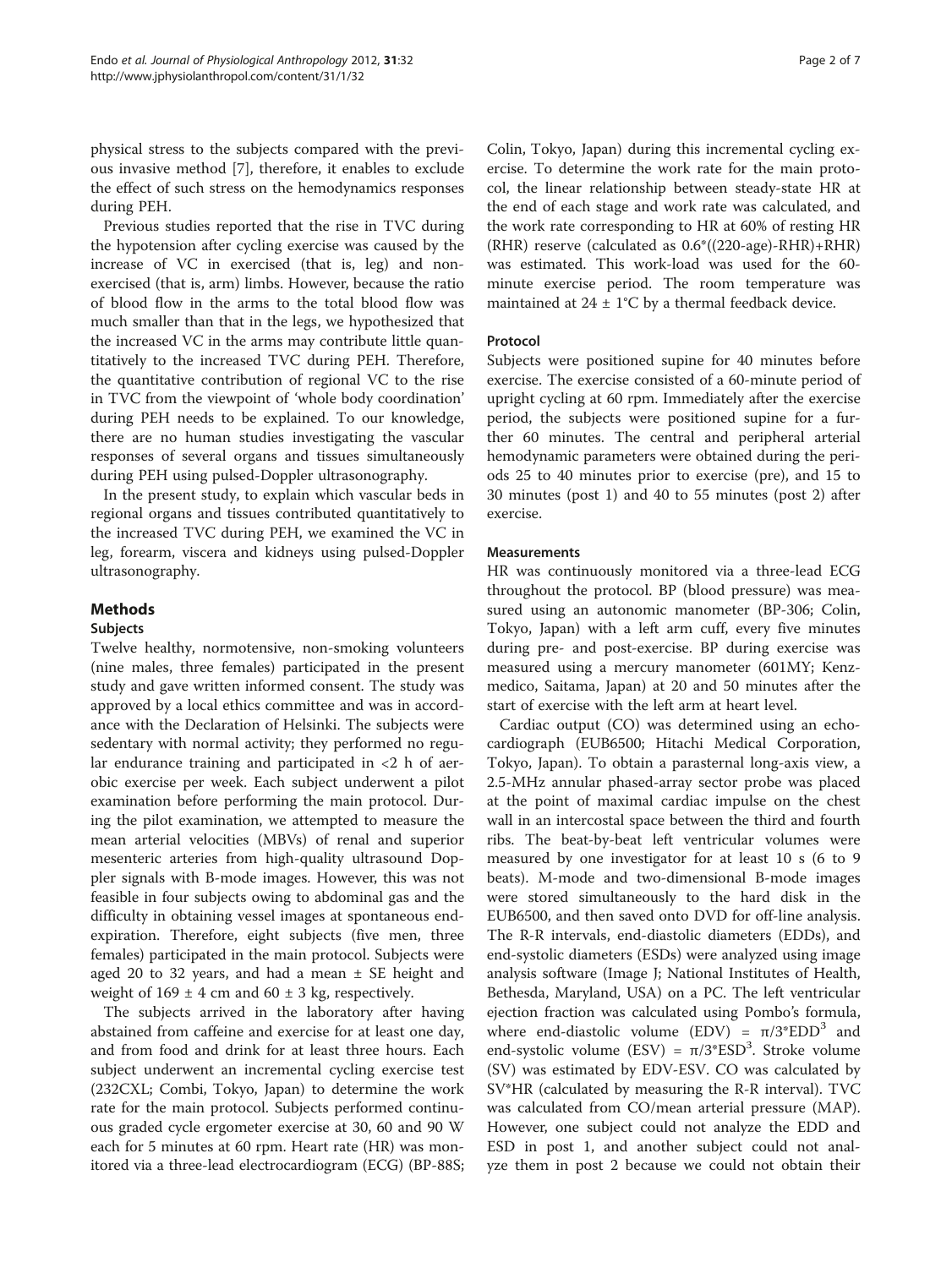physical stress to the subjects compared with the previous invasive method [7], therefore, it enables to exclude the effect of such stress on the hemodynamics responses during PEH.

Previous studies reported that the rise in TVC during the hypotension after cycling exercise was caused by the increase of VC in exercised (that is, leg) and nonexercised (that is, arm) limbs. However, because the ratio of blood flow in the arms to the total blood flow was much smaller than that in the legs, we hypothesized that the increased VC in the arms may contribute little quantitatively to the increased TVC during PEH. Therefore, the quantitative contribution of regional VC to the rise in TVC from the viewpoint of 'whole body coordination' during PEH needs to be explained. To our knowledge, there are no human studies investigating the vascular responses of several organs and tissues simultaneously during PEH using pulsed-Doppler ultrasonography.

In the present study, to explain which vascular beds in regional organs and tissues contributed quantitatively to the increased TVC during PEH, we examined the VC in leg, forearm, viscera and kidneys using pulsed-Doppler ultrasonography.

## Methods

### Subjects

Twelve healthy, normotensive, non-smoking volunteers (nine males, three females) participated in the present study and gave written informed consent. The study was approved by a local ethics committee and was in accordance with the Declaration of Helsinki. The subjects were sedentary with normal activity; they performed no regular endurance training and participated in <2 h of aerobic exercise per week. Each subject underwent a pilot examination before performing the main protocol. During the pilot examination, we attempted to measure the mean arterial velocities (MBVs) of renal and superior mesenteric arteries from high-quality ultrasound Doppler signals with B-mode images. However, this was not feasible in four subjects owing to abdominal gas and the difficulty in obtaining vessel images at spontaneous end-expiration. Therefore, eight subjects (five men, three females) participated in the main protocol. Subjects were aged 20 to 32 years, and had a mean ± SE height and weight of 169 ± 4 cm and 60 ± 3 kg, respectively.

The subjects arrived in the laboratory after having abstained from caffeine and exercise for at least one day, and from food and drink for at least three hours. Each subject underwent an incremental cycling exercise test (232CXL; Combi, Tokyo, Japan) to determine the work rate for the main protocol. Subjects performed continuous graded cycle ergometer exercise at 30, 60 and 90 W each for 5 minutes at 60 rpm. Heart rate (HR) was monitored via a three-lead electrocardiogram (ECG) (BP-88S; Colin, Tokyo, Japan) during this incremental cycling exercise. To determine the work rate for the main protocol, the linear relationship between steady-state HR at the end of each stage and work rate was calculated, and the work rate corresponding to HR at 60% of resting HR (RHR) reserve (calculated as 0.6*((220-age)-RHR)+RHR) was estimated. This work-load was used for the 60-minute exercise period. The room temperature was maintained at 24 ± 1°C by a thermal feedback device.

### Protocol

Subjects were positioned supine for 40 minutes before exercise. The exercise consisted of a 60-minute period of upright cycling at 60 rpm. Immediately after the exercise period, the subjects were positioned supine for a further 60 minutes. The central and peripheral arterial hemodynamic parameters were obtained during the periods 25 to 40 minutes prior to exercise (pre), and 15 to 30 minutes (post 1) and 40 to 55 minutes (post 2) after exercise.

### Measurements

HR was continuously monitored via a three-lead ECG throughout the protocol. BP (blood pressure) was measured using an autonomic manometer (BP-306; Colin, Tokyo, Japan) with a left arm cuff, every five minutes during pre- and post-exercise. BP during exercise was measured using a mercury manometer (601MY; Kenzmedico, Saitama, Japan) at 20 and 50 minutes after the start of exercise with the left arm at heart level.

Cardiac output (CO) was determined using an echocardiograph (EUB6500; Hitachi Medical Corporation, Tokyo, Japan). To obtain a parasternal long-axis view, a 2.5-MHz annular phased-array sector probe was placed at the point of maximal cardiac impulse on the chest wall in an intercostal space between the third and fourth ribs. The beat-by-beat left ventricular volumes were measured by one investigator for at least 10 s (6 to 9 beats). M-mode and two-dimensional B-mode images were stored simultaneously to the hard disk in the EUB6500, and then saved onto DVD for off-line analysis. The R-R intervals, end-diastolic diameters (EDDs), and end-systolic diameters (ESDs) were analyzed using image analysis software (Image J; National Institutes of Health, Bethesda, Maryland, USA) on a PC. The left ventricular ejection fraction was calculated using Pombo's formula, where end-diastolic volume (EDV) = $\pi/3*EDD^3$ and end-systolic volume (ESV) = $\pi/3*ESD^3$. Stroke volume (SV) was estimated by EDV-ESV. CO was calculated by SV*HR (calculated by measuring the R-R interval). TVC was calculated from CO/mean arterial pressure (MAP). However, one subject could not analyze the EDD and ESD in post 1, and another subject could not analyze them in post 2 because we could not obtain their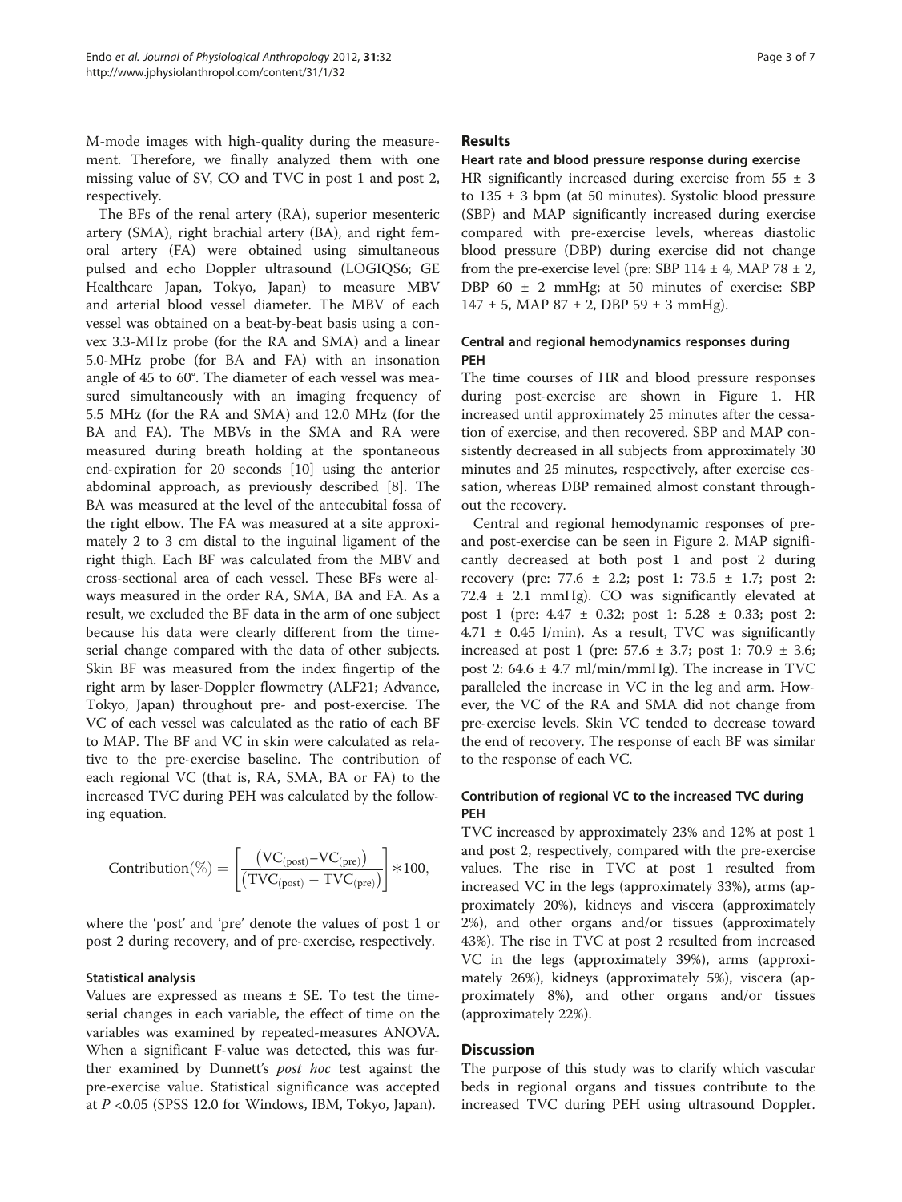M-mode images with high-quality during the measurement. Therefore, we finally analyzed them with one missing value of SV, CO and TVC in post 1 and post 2, respectively.

The BFs of the renal artery (RA), superior mesenteric artery (SMA), right brachial artery (BA), and right femoral artery (FA) were obtained using simultaneous pulsed and echo Doppler ultrasound (LOGIQS6; GE Healthcare Japan, Tokyo, Japan) to measure MBV and arterial blood vessel diameter. The MBV of each vessel was obtained on a beat-by-beat basis using a convex 3.3-MHz probe (for the RA and SMA) and a linear 5.0-MHz probe (for BA and FA) with an insonation angle of 45 to 60°. The diameter of each vessel was measured simultaneously with an imaging frequency of 5.5 MHz (for the RA and SMA) and 12.0 MHz (for the BA and FA). The MBVs in the SMA and RA were measured during breath holding at the spontaneous end-expiration for 20 seconds [10] using the anterior abdominal approach, as previously described [8]. The BA was measured at the level of the antecubital fossa of the right elbow. The FA was measured at a site approximately 2 to 3 cm distal to the inguinal ligament of the right thigh. Each BF was calculated from the MBV and cross-sectional area of each vessel. These BFs were always measured in the order RA, SMA, BA and FA. As a result, we excluded the BF data in the arm of one subject because his data were clearly different from the time-serial change compared with the data of other subjects. Skin BF was measured from the index fingertip of the right arm by laser-Doppler flowmetry (ALF21; Advance, Tokyo, Japan) throughout pre- and post-exercise. The VC of each vessel was calculated as the ratio of each BF to MAP. The BF and VC in skin were calculated as relative to the pre-exercise baseline. The contribution of each regional VC (that is, RA, SMA, BA or FA) to the increased TVC during PEH was calculated by the following equation.

$$\text{Contribution}(\%) = \left[\frac{\left(\text{VC}_{(\text{post})} - \text{VC}_{(\text{pre})}\right)}{\left(\text{TVC}_{(\text{post})} - \text{TVC}_{(\text{pre})}\right)}\right] * 100,$$

where the 'post' and 'pre' denote the values of post 1 or post 2 during recovery, and of pre-exercise, respectively.

### Statistical analysis

Values are expressed as means ± SE. To test the time-serial changes in each variable, the effect of time on the variables was examined by repeated-measures ANOVA. When a significant F-value was detected, this was further examined by Dunnett's *post hoc* test against the pre-exercise value. Statistical significance was accepted at $P < 0.05$ (SPSS 12.0 for Windows, IBM, Tokyo, Japan).

## Results

### Heart rate and blood pressure response during exercise

HR significantly increased during exercise from 55 ± 3 to 135 ± 3 bpm (at 50 minutes). Systolic blood pressure (SBP) and MAP significantly increased during exercise compared with pre-exercise levels, whereas diastolic blood pressure (DBP) during exercise did not change from the pre-exercise level (pre: SBP 114 ± 4, MAP 78 ± 2, DBP 60 ± 2 mmHg; at 50 minutes of exercise: SBP 147 ± 5, MAP 87 ± 2, DBP 59 ± 3 mmHg).

### Central and regional hemodynamics responses during PEH

The time courses of HR and blood pressure responses during post-exercise are shown in Figure 1. HR increased until approximately 25 minutes after the cessation of exercise, and then recovered. SBP and MAP consistently decreased in all subjects from approximately 30 minutes and 25 minutes, respectively, after exercise cessation, whereas DBP remained almost constant throughout the recovery.

Central and regional hemodynamic responses of pre- and post-exercise can be seen in Figure 2. MAP significantly decreased at both post 1 and post 2 during recovery (pre: 77.6 ± 2.2; post 1: 73.5 ± 1.7; post 2: 72.4 ± 2.1 mmHg). CO was significantly elevated at post 1 (pre: 4.47 ± 0.32; post 1: 5.28 ± 0.33; post 2: 4.71 ± 0.45 l/min). As a result, TVC was significantly increased at post 1 (pre: 57.6 ± 3.7; post 1: 70.9 ± 3.6; post 2: 64.6 ± 4.7 ml/min/mmHg). The increase in TVC paralleled the increase in VC in the leg and arm. However, the VC of the RA and SMA did not change from pre-exercise levels. Skin VC tended to decrease toward the end of recovery. The response of each BF was similar to the response of each VC.

### Contribution of regional VC to the increased TVC during PEH

TVC increased by approximately 23% and 12% at post 1 and post 2, respectively, compared with the pre-exercise values. The rise in TVC at post 1 resulted from increased VC in the legs (approximately 33%), arms (approximately 20%), kidneys and viscera (approximately 2%), and other organs and/or tissues (approximately 43%). The rise in TVC at post 2 resulted from increased VC in the legs (approximately 39%), arms (approximately 26%), kidneys (approximately 5%), viscera (approximately 8%), and other organs and/or tissues (approximately 22%).

## Discussion

The purpose of this study was to clarify which vascular beds in regional organs and tissues contribute to the increased TVC during PEH using ultrasound Doppler.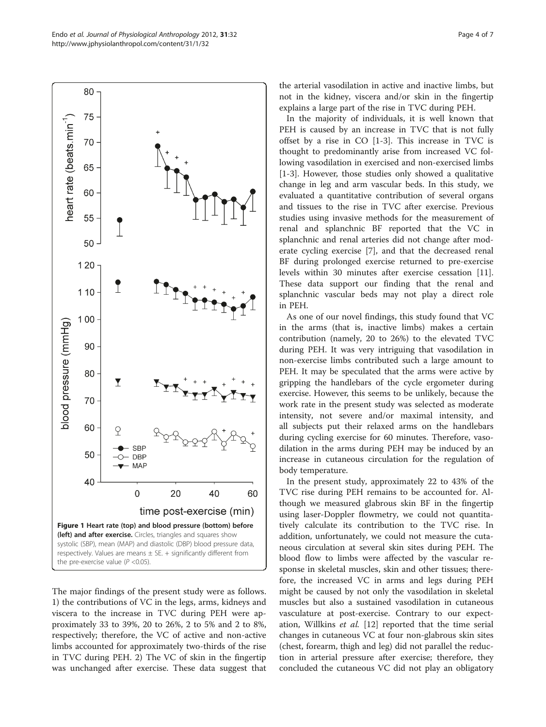Figure 1 Heart rate (top) and blood pressure (bottom) before (left) and after exercise. Circles, triangles and squares show systolic (SBP), mean (MAP) and diastolic (DBP) blood pressure data, respectively. Values are means ± SE. + significantly different from the pre-exercise value ($P$ <0.05).

The major findings of the present study were as follows. 1) the contributions of VC in the legs, arms, kidneys and viscera to the increase in TVC during PEH were approximately 33 to 39%, 20 to 26%, 2 to 5% and 2 to 8%, respectively; therefore, the VC of active and non-active limbs accounted for approximately two-thirds of the rise in TVC during PEH. 2) The VC of skin in the fingertip was unchanged after exercise. These data suggest that the arterial vasodilation in active and inactive limbs, but not in the kidney, viscera and/or skin in the fingertip explains a large part of the rise in TVC during PEH.

In the majority of individuals, it is well known that PEH is caused by an increase in TVC that is not fully offset by a rise in CO [1-3]. This increase in TVC is thought to predominantly arise from increased VC following vasodilation in exercised and non-exercised limbs [1-3]. However, those studies only showed a qualitative change in leg and arm vascular beds. In this study, we evaluated a quantitative contribution of several organs and tissues to the rise in TVC after exercise. Previous studies using invasive methods for the measurement of renal and splanchnic BF reported that the VC in splanchnic and renal arteries did not change after moderate cycling exercise [7], and that the decreased renal BF during prolonged exercise returned to pre-exercise levels within 30 minutes after exercise cessation [11]. These data support our finding that the renal and splanchnic vascular beds may not play a direct role in PEH.

As one of our novel findings, this study found that VC in the arms (that is, inactive limbs) makes a certain contribution (namely, 20 to 26%) to the elevated TVC during PEH. It was very intriguing that vasodilation in non-exercise limbs contributed such a large amount to PEH. It may be speculated that the arms were active by gripping the handlebars of the cycle ergometer during exercise. However, this seems to be unlikely, because the work rate in the present study was selected as moderate intensity, not severe and/or maximal intensity, and all subjects put their relaxed arms on the handlebars during cycling exercise for 60 minutes. Therefore, vasodilation in the arms during PEH may be induced by an increase in cutaneous circulation for the regulation of body temperature.

In the present study, approximately 22 to 43% of the TVC rise during PEH remains to be accounted for. Although we measured glabrous skin BF in the fingertip using laser-Doppler flowmetry, we could not quantitatively calculate its contribution to the TVC rise. In addition, unfortunately, we could not measure the cutaneous circulation at several skin sites during PEH. The blood flow to limbs were affected by the vascular response in skeletal muscles, skin and other tissues; therefore, the increased VC in arms and legs during PEH might be caused by not only the vasodilation in skeletal muscles but also a sustained vasodilation in cutaneous vasculature at post-exercise. Contrary to our expectation, Willkins *et al.* [12] reported that the time serial changes in cutaneous VC at four non-glabrous skin sites (chest, forearm, thigh and leg) did not parallel the reduction in arterial pressure after exercise; therefore, they concluded the cutaneous VC did not play an obligatory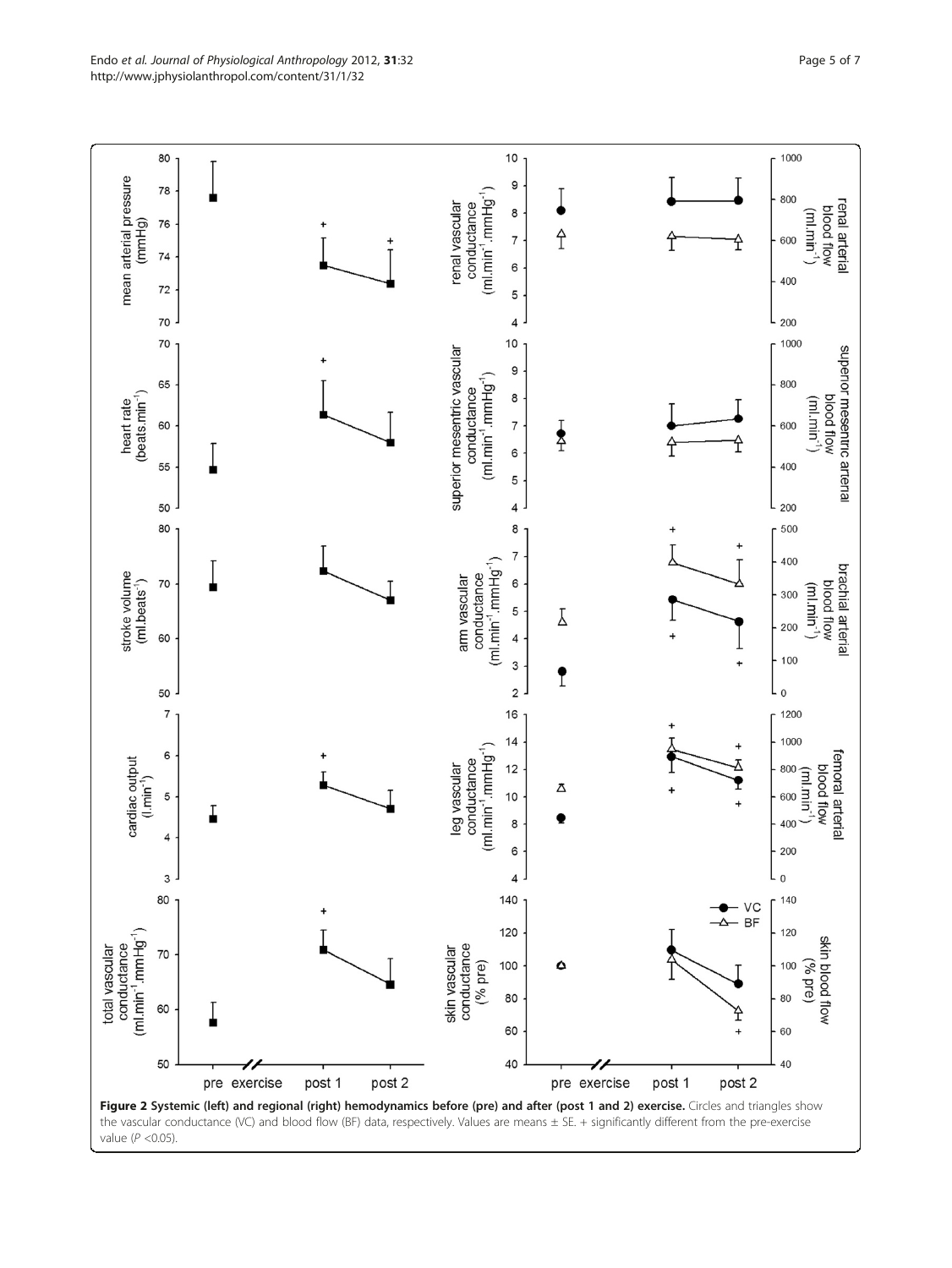**Figure 2 Systemic (left) and regional (right) hemodynamics before (pre) and after (post 1 and 2) exercise.** Circles and triangles show the vascular conductance (VC) and blood flow (BF) data, respectively. Values are means ± SE. + significantly different from the pre-exercise value ($P$ <0.05).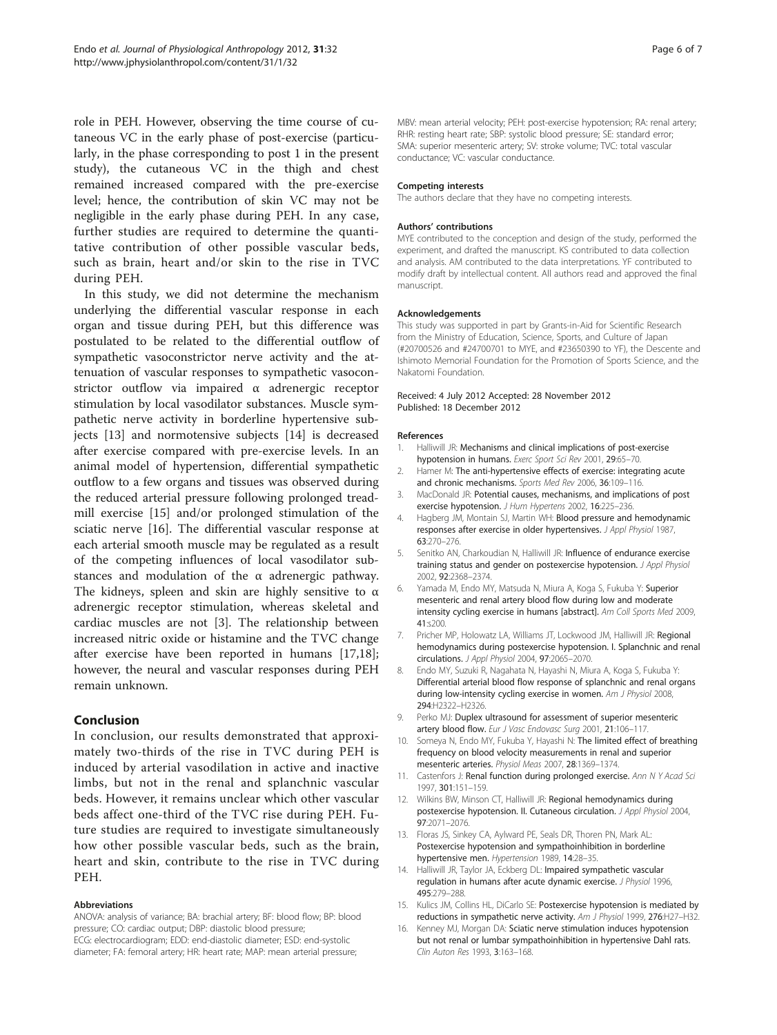role in PEH. However, observing the time course of cutaneous VC in the early phase of post-exercise (particularly, in the phase corresponding to post 1 in the present study), the cutaneous VC in the thigh and chest remained increased compared with the pre-exercise level; hence, the contribution of skin VC may not be negligible in the early phase during PEH. In any case, further studies are required to determine the quantitative contribution of other possible vascular beds, such as brain, heart and/or skin to the rise in TVC during PEH.

In this study, we did not determine the mechanism underlying the differential vascular response in each organ and tissue during PEH, but this difference was postulated to be related to the differential outflow of sympathetic vasoconstrictor nerve activity and the attenuation of vascular responses to sympathetic vasoconstrictor outflow via impaired α adrenergic receptor stimulation by local vasodilator substances. Muscle sympathetic nerve activity in borderline hypertensive subjects [13] and normotensive subjects [14] is decreased after exercise compared with pre-exercise levels. In an animal model of hypertension, differential sympathetic outflow to a few organs and tissues was observed during the reduced arterial pressure following prolonged treadmill exercise [15] and/or prolonged stimulation of the sciatic nerve [16]. The differential vascular response at each arterial smooth muscle may be regulated as a result of the competing influences of local vasodilator substances and modulation of the α adrenergic pathway. The kidneys, spleen and skin are highly sensitive to α adrenergic receptor stimulation, whereas skeletal and cardiac muscles are not [3]. The relationship between increased nitric oxide or histamine and the TVC change after exercise have been reported in humans [17,18]; however, the neural and vascular responses during PEH remain unknown.

## Conclusion

In conclusion, our results demonstrated that approximately two-thirds of the rise in TVC during PEH is induced by arterial vasodilation in active and inactive limbs, but not in the renal and splanchnic vascular beds. However, it remains unclear which other vascular beds affect one-third of the TVC rise during PEH. Future studies are required to investigate simultaneously how other possible vascular beds, such as the brain, heart and skin, contribute to the rise in TVC during PEH.

#### Abbreviations

ANOVA: analysis of variance; BA: brachial artery; BF: blood flow; BP: blood pressure; CO: cardiac output; DBP: diastolic blood pressure; ECG: electrocardiogram; EDD: end-diastolic diameter; ESD: end-systolic diameter; FA: femoral artery; HR: heart rate; MAP: mean arterial pressure; MBV: mean arterial velocity; PEH: post-exercise hypotension; RA: renal artery; RHR: resting heart rate; SBP: systolic blood pressure; SE: standard error; SMA: superior mesenteric artery; SV: stroke volume; TVC: total vascular conductance; VC: vascular conductance.

#### Competing interests

The authors declare that they have no competing interests.

#### Authors' contributions

MYE contributed to the conception and design of the study, performed the experiment, and drafted the manuscript. KS contributed to data collection and analysis. AM contributed to the data interpretations. YF contributed to modify draft by intellectual content. All authors read and approved the final manuscript.

#### Acknowledgements

This study was supported in part by Grants-in-Aid for Scientific Research from the Ministry of Education, Science, Sports, and Culture of Japan (#20700526 and #24700701 to MYE, and #23650390 to YF), the Descente and Ishimoto Memorial Foundation for the Promotion of Sports Science, and the Nakatomi Foundation.

Received: 4 July 2012 Accepted: 28 November 2012
Published: 18 December 2012

#### References

1. Halliwill JR: **Mechanisms and clinical implications of post-exercise hypotension in humans.** *Exerc Sport Sci Rev* 2001, **29**:65–70.
2. Hamer M: **The anti-hypertensive effects of exercise: integrating acute and chronic mechanisms.** *Sports Med Rev* 2006, **36**:109–116.
3. MacDonald JR: **Potential causes, mechanisms, and implications of post exercise hypotension.** *J Hum Hypertens* 2002, **16**:225–236.
4. Hagberg JM, Montain SJ, Martin WH: **Blood pressure and hemodynamic responses after exercise in older hypertensives.** *J Appl Physiol* 1987, **63**:270–276.
5. Senitko AN, Charkoudian N, Halliwill JR: **Influence of endurance exercise training status and gender on postexercise hypotension.** *J Appl Physiol* 2002, **92**:2368–2374.
6. Yamada M, Endo MY, Matsuda N, Miura A, Koga S, Fukuba Y: **Superior mesenteric and renal artery blood flow during low and moderate intensity cycling exercise in humans [abstract].** *Am Coll Sports Med* 2009, **41**:s200.
7. Pricher MP, Holowatz LA, Williams JT, Lockwood JM, Halliwill JR: **Regional hemodynamics during postexercise hypotension. I. Splanchnic and renal circulations.** *J Appl Physiol* 2004, **97**:2065–2070.
8. Endo MY, Suzuki R, Nagahata N, Hayashi N, Miura A, Koga S, Fukuba Y: **Differential arterial blood flow response of splanchnic and renal organs during low-intensity cycling exercise in women.** *Am J Physiol* 2008, **294**:H2322–H2326.
9. Perko MJ: **Duplex ultrasound for assessment of superior mesenteric artery blood flow.** *Eur J Vasc Endovasc Surg* 2001, **21**:106–117.
10. Someya N, Endo MY, Fukuba Y, Hayashi N: **The limited effect of breathing frequency on blood velocity measurements in renal and superior mesenteric arteries.** *Physiol Meas* 2007, **28**:1369–1374.
11. Castenfors J: **Renal function during prolonged exercise.** *Ann N Y Acad Sci* 1997, **301**:151–159.
12. Wilkins BW, Minson CT, Halliwill JR: **Regional hemodynamics during postexercise hypotension. II. Cutaneous circulation.** *J Appl Physiol* 2004, **97**:2071–2076.
13. Floras JS, Sinkey CA, Aylward PE, Seals DR, Thoren PN, Mark AL: **Postexercise hypotension and sympathoinhibition in borderline hypertensive men.** *Hypertension* 1989, **14**:28–35.
14. Halliwill JR, Taylor JA, Eckberg DL: **Impaired sympathetic vascular regulation in humans after acute dynamic exercise.** *J Physiol* 1996, **495**:279–288.
15. Kulics JM, Collins HL, DiCarlo SE: **Postexercise hypotension is mediated by reductions in sympathetic nerve activity.** *Am J Physiol* 1999, **276**:H27–H32.
16. Kenney MJ, Morgan DA: **Sciatic nerve stimulation induces hypotension but not renal or lumbar sympathoinhibition in hypertensive Dahl rats.** *Clin Auton Res* 1993, **3**:163–168.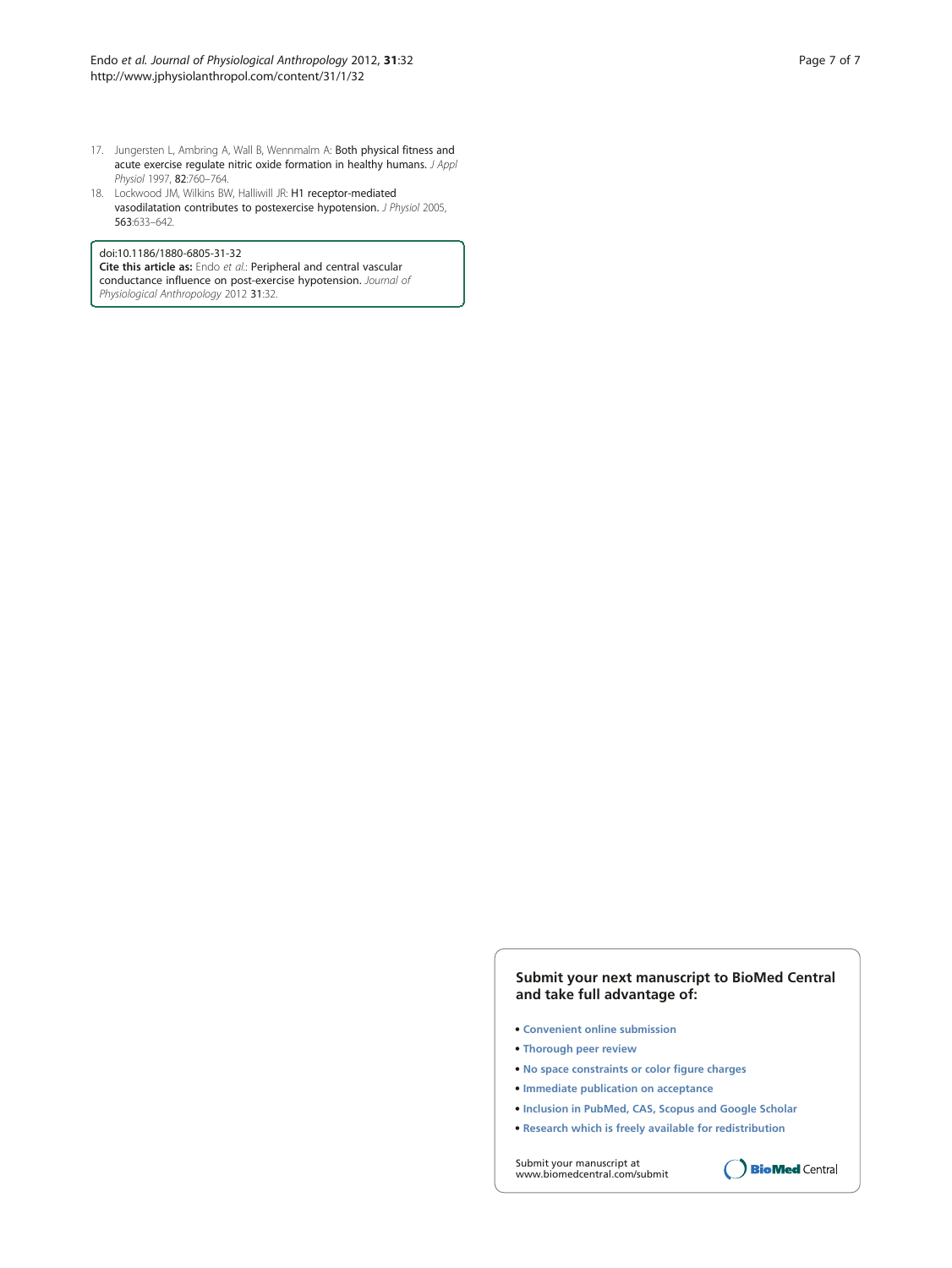17. Jungersten L, Ambring A, Wall B, Wennmalm A: Both physical fitness and acute exercise regulate nitric oxide formation in healthy humans. *J Appl Physiol* 1997, **82**:760–764.
18. Lockwood JM, Wilkins BW, Halliwill JR: H1 receptor-mediated vasodilatation contributes to postexercise hypotension. *J Physiol* 2005, **563**:633–642.

doi:10.1186/1880-6805-31-32
**Cite this article as:** Endo *et al.*: Peripheral and central vascular conductance influence on post-exercise hypotension. *Journal of Physiological Anthropology* 2012 **31**:32.

**Submit your next manuscript to BioMed Central and take full advantage of:**

- **Convenient online submission**
- **Thorough peer review**
- **No space constraints or color figure charges**
- **Immediate publication on acceptance**
- **Inclusion in PubMed, CAS, Scopus and Google Scholar**
- **Research which is freely available for redistribution**

Submit your manuscript at
www.biomedcentral.com/submit

BioMed Central